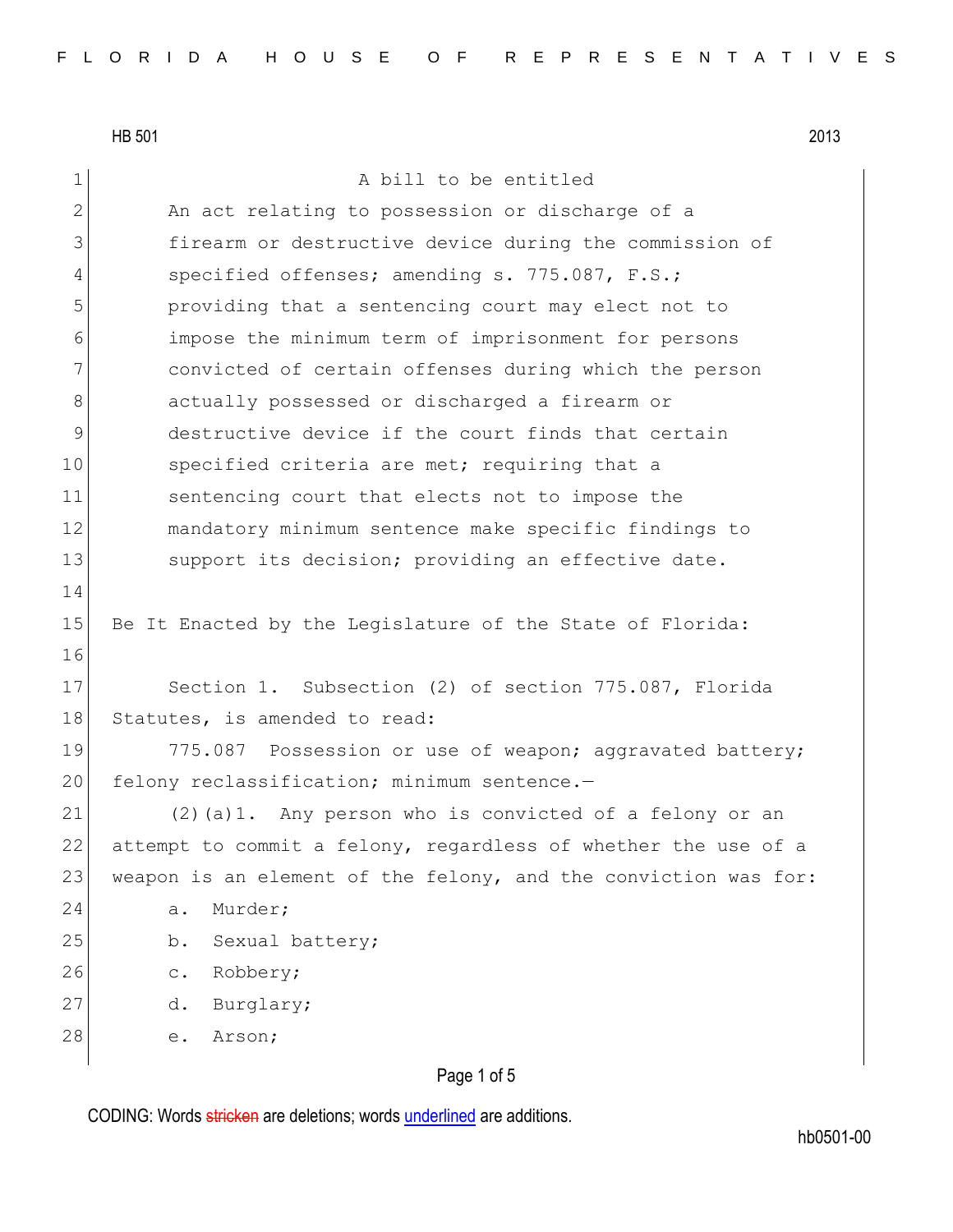HB 501 2013

A bill to be entitled

An act relating to possession or discharge of a firearm or destructive device during the commission of specified offenses; amending s. 775.087, F.S.; providing that a sentencing court may elect not to impose the minimum term of imprisonment for persons convicted of certain offenses during which the person actually possessed or discharged a firearm or destructive device if the court finds that certain specified criteria are met; requiring that a sentencing court that elects not to impose the mandatory minimum sentence make specific findings to support its decision; providing an effective date.

Be It Enacted by the Legislature of the State of Florida:

Section 1. Subsection (2) of section 775.087, Florida Statutes, is amended to read:

775.087 Possession or use of weapon; aggravated battery; felony reclassification; minimum sentence.—

(2)(a)1. Any person who is convicted of a felony or an attempt to commit a felony, regardless of whether the use of a weapon is an element of the felony, and the conviction was for:

a. Murder;

b. Sexual battery;

c. Robbery;

d. Burglary;

e. Arson;

CODING: Words stricken are deletions; words underlined are additions.

hb0501-00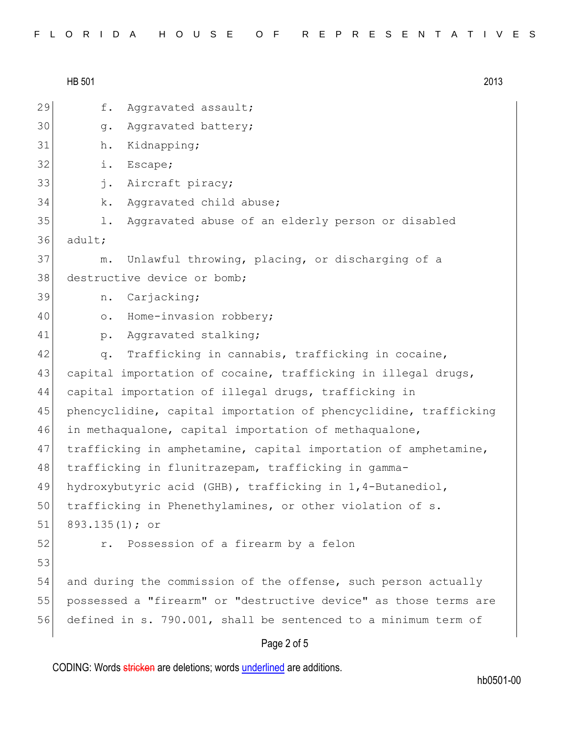f. Aggravated assault;

g. Aggravated battery;

h. Kidnapping;

i. Escape;

j. Aircraft piracy;

k. Aggravated child abuse;

l. Aggravated abuse of an elderly person or disabled adult;

m. Unlawful throwing, placing, or discharging of a destructive device or bomb;

n. Carjacking;

o. Home-invasion robbery;

p. Aggravated stalking;

q. Trafficking in cannabis, trafficking in cocaine, capital importation of cocaine, trafficking in illegal drugs, capital importation of illegal drugs, trafficking in phencyclidine, capital importation of phencyclidine, trafficking in methaqualone, capital importation of methaqualone, trafficking in amphetamine, capital importation of amphetamine, trafficking in flunitrazepam, trafficking in gamma-hydroxybutyric acid (GHB), trafficking in 1,4-Butanediol, trafficking in Phenethylamines, or other violation of s. 893.135(1); or

r. Possession of a firearm by a felon

and during the commission of the offense, such person actually possessed a "firearm" or "destructive device" as those terms are defined in s. 790.001, shall be sentenced to a minimum term of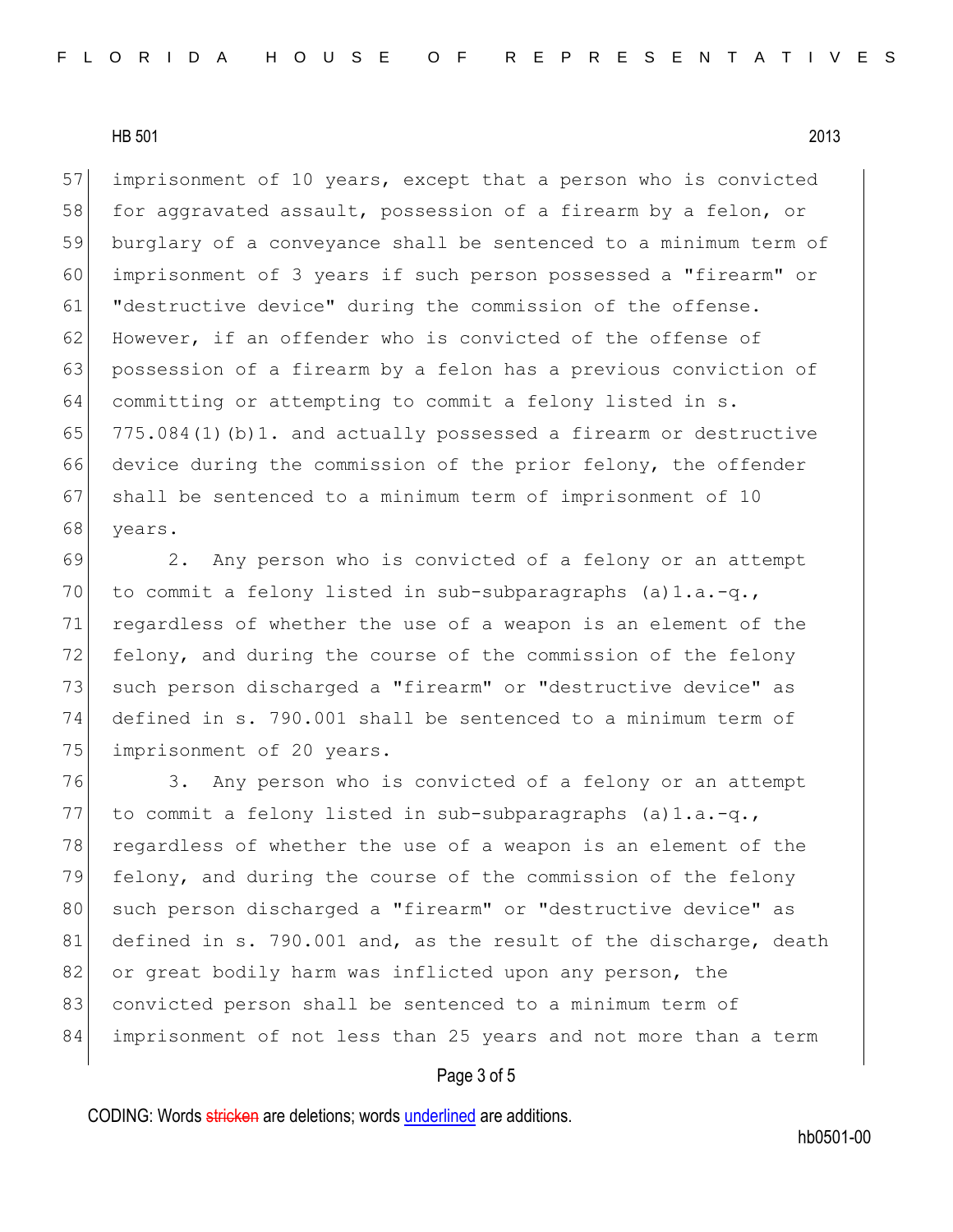imprisonment of 10 years, except that a person who is convicted for aggravated assault, possession of a firearm by a felon, or burglary of a conveyance shall be sentenced to a minimum term of imprisonment of 3 years if such person possessed a "firearm" or "destructive device" during the commission of the offense. However, if an offender who is convicted of the offense of possession of a firearm by a felon has a previous conviction of committing or attempting to commit a felony listed in s. 775.084(1)(b)1. and actually possessed a firearm or destructive device during the commission of the prior felony, the offender shall be sentenced to a minimum term of imprisonment of 10 years.

2. Any person who is convicted of a felony or an attempt to commit a felony listed in sub-subparagraphs (a)1.a.-q., regardless of whether the use of a weapon is an element of the felony, and during the course of the commission of the felony such person discharged a "firearm" or "destructive device" as defined in s. 790.001 shall be sentenced to a minimum term of imprisonment of 20 years.

3. Any person who is convicted of a felony or an attempt to commit a felony listed in sub-subparagraphs (a)1.a.-q., regardless of whether the use of a weapon is an element of the felony, and during the course of the commission of the felony such person discharged a "firearm" or "destructive device" as defined in s. 790.001 and, as the result of the discharge, death or great bodily harm was inflicted upon any person, the convicted person shall be sentenced to a minimum term of imprisonment of not less than 25 years and not more than a term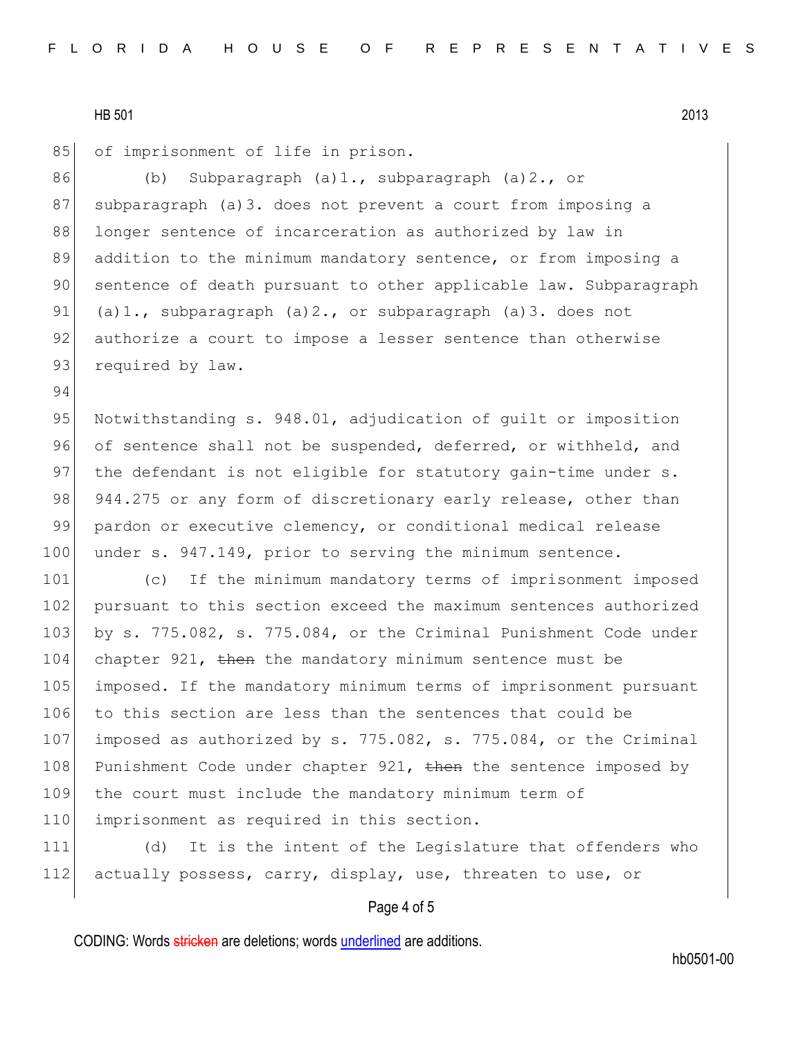of imprisonment of life in prison.

(b) Subparagraph (a)1., subparagraph (a)2., or subparagraph (a)3. does not prevent a court from imposing a longer sentence of incarceration as authorized by law in addition to the minimum mandatory sentence, or from imposing a sentence of death pursuant to other applicable law. Subparagraph (a)1., subparagraph (a)2., or subparagraph (a)3. does not authorize a court to impose a lesser sentence than otherwise required by law.

Notwithstanding s. 948.01, adjudication of guilt or imposition of sentence shall not be suspended, deferred, or withheld, and the defendant is not eligible for statutory gain-time under s. 944.275 or any form of discretionary early release, other than pardon or executive clemency, or conditional medical release under s. 947.149, prior to serving the minimum sentence.

(c) If the minimum mandatory terms of imprisonment imposed pursuant to this section exceed the maximum sentences authorized by s. 775.082, s. 775.084, or the Criminal Punishment Code under chapter 921, ~~then~~ the mandatory minimum sentence must be imposed. If the mandatory minimum terms of imprisonment pursuant to this section are less than the sentences that could be imposed as authorized by s. 775.082, s. 775.084, or the Criminal Punishment Code under chapter 921, ~~then~~ the sentence imposed by the court must include the mandatory minimum term of imprisonment as required in this section.

(d) It is the intent of the Legislature that offenders who actually possess, carry, display, use, threaten to use, or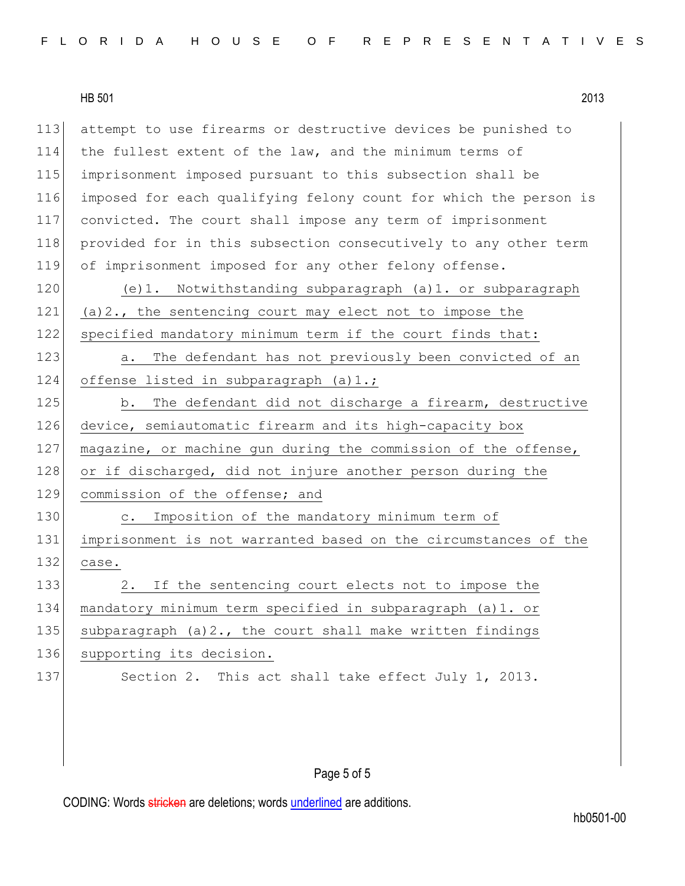attempt to use firearms or destructive devices be punished to the fullest extent of the law, and the minimum terms of imprisonment imposed pursuant to this subsection shall be imposed for each qualifying felony count for which the person is convicted. The court shall impose any term of imprisonment provided for in this subsection consecutively to any other term of imprisonment imposed for any other felony offense.

(e)1. Notwithstanding subparagraph (a)1. or subparagraph (a)2., the sentencing court may elect not to impose the specified mandatory minimum term if the court finds that:

a. The defendant has not previously been convicted of an offense listed in subparagraph (a)1.;

b. The defendant did not discharge a firearm, destructive device, semiautomatic firearm and its high-capacity box magazine, or machine gun during the commission of the offense, or if discharged, did not injure another person during the commission of the offense; and

c. Imposition of the mandatory minimum term of imprisonment is not warranted based on the circumstances of the case.

2. If the sentencing court elects not to impose the mandatory minimum term specified in subparagraph (a)1. or subparagraph (a)2., the court shall make written findings supporting its decision.

Section 2. This act shall take effect July 1, 2013.